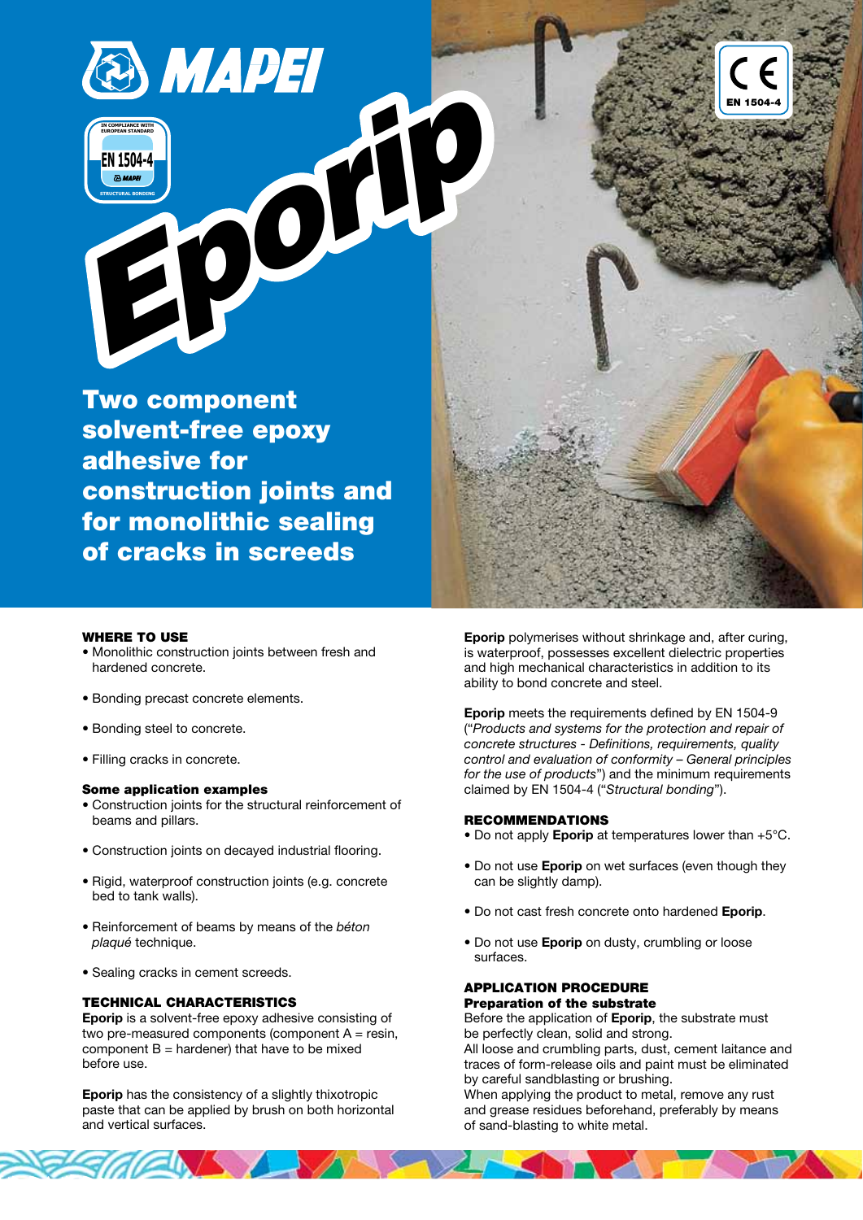# Eporip

**Two component solvent-free epoxy adhesive for construction joints and for monolithic sealing of cracks in screeds**

## WHERE TO USE

- Monolithic construction joints between fresh and hardened concrete.
- Bonding precast concrete elements.
- Bonding steel to concrete.
- Filling cracks in concrete.

### Some application examples

- Construction joints for the structural reinforcement of beams and pillars.
- Construction joints on decayed industrial flooring.
- Rigid, waterproof construction joints (e.g. concrete bed to tank walls).
- Reinforcement of beams by means of the *béton plaqué* technique.
- Sealing cracks in cement screeds.

## TECHNICAL CHARACTERISTICS

**Eporip** is a solvent-free epoxy adhesive consisting of two pre-measured components (component A = resin, component B = hardener) that have to be mixed before use.

**Eporip** has the consistency of a slightly thixotropic paste that can be applied by brush on both horizontal and vertical surfaces.

**Eporip** polymerises without shrinkage and, after curing, is waterproof, possesses excellent dielectric properties and high mechanical characteristics in addition to its ability to bond concrete and steel.

**Eporip** meets the requirements defined by EN 1504-9 ("*Products and systems for the protection and repair of concrete structures - Definitions, requirements, quality control and evaluation of conformity – General principles for the use of products*") and the minimum requirements claimed by EN 1504-4 ("*Structural bonding*").

## RECOMMENDATIONS

- Do not apply **Eporip** at temperatures lower than +5°C.
- Do not use **Eporip** on wet surfaces (even though they can be slightly damp).
- Do not cast fresh concrete onto hardened **Eporip**.
- Do not use **Eporip** on dusty, crumbling or loose surfaces.

## APPLICATION PROCEDURE

### Preparation of the substrate

Before the application of **Eporip**, the substrate must be perfectly clean, solid and strong.
All loose and crumbling parts, dust, cement laitance and traces of form-release oils and paint must be eliminated by careful sandblasting or brushing.
When applying the product to metal, remove any rust and grease residues beforehand, preferably by means of sand-blasting to white metal.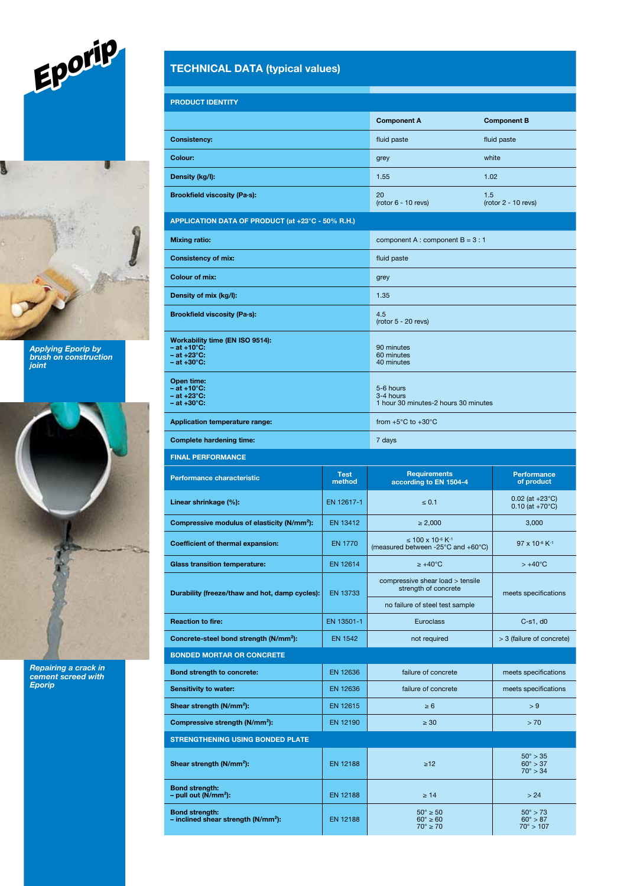Eporip

*Applying Eporip by brush on construction joint*

*Repairing a crack in cement screed with Eporip*

## TECHNICAL DATA (typical values)

| PRODUCT IDENTITY | | |
|---|---|---|
| | **Component A** | **Component B** |
| **Consistency:** | fluid paste | fluid paste |
| **Colour:** | grey | white |
| **Density (kg/l):** | 1.55 | 1.02 |
| **Brookfield viscosity (Pa·s):** | 20 (rotor 6 - 10 revs) | 1.5 (rotor 2 - 10 revs) |

| APPLICATION DATA OF PRODUCT (at +23°C - 50% R.H.) | |
|---|---|
| **Mixing ratio:** | component A : component B = 3 : 1 |
| **Consistency of mix:** | fluid paste |
| **Colour of mix:** | grey |
| **Density of mix (kg/l):** | 1.35 |
| **Brookfield viscosity (Pa·s):** | 4.5 (rotor 5 - 20 revs) |
| **Workability time (EN ISO 9514):** – at +10°C: – at +23°C: – at +30°C: | 90 minutes 60 minutes 40 minutes |
| **Open time:** – at +10°C: – at +23°C: – at +30°C: | 5-6 hours 3-4 hours 1 hour 30 minutes-2 hours 30 minutes |
| **Application temperature range:** | from +5°C to +30°C |
| **Complete hardening time:** | 7 days |

| FINAL PERFORMANCE | | | |
|---|---|---|---|
| **Performance characteristic** | **Test method** | **Requirements according to EN 1504-4** | **Performance of product** |
| **Linear shrinkage (%):** | EN 12617-1 | ≤ 0.1 | 0.02 (at +23°C) 0.10 (at +70°C) |
| **Compressive modulus of elasticity (N/mm²):** | EN 13412 | ≥ 2,000 | 3,000 |
| **Coefficient of thermal expansion:** | EN 1770 | ≤ 100 x $10^{-6}$ $K^{-1}$ (measured between -25°C and +60°C) | 97 x $10^{-6}$ $K^{-1}$ |
| **Glass transition temperature:** | EN 12614 | ≥ +40°C | > +40°C |
| **Durability (freeze/thaw and hot, damp cycles):** | EN 13733 | compressive shear load > tensile strength of concrete; no failure of steel test sample | meets specifications |
| **Reaction to fire:** | EN 13501-1 | Euroclass | C-s1, d0 |
| **Concrete-steel bond strength (N/mm²):** | EN 1542 | not required | > 3 (failure of concrete) |
| **BONDED MORTAR OR CONCRETE** | | | |
| **Bond strength to concrete:** | EN 12636 | failure of concrete | meets specifications |
| **Sensitivity to water:** | EN 12636 | failure of concrete | meets specifications |
| **Shear strength (N/mm²):** | EN 12615 | ≥ 6 | > 9 |
| **Compressive strength (N/mm²):** | EN 12190 | ≥ 30 | > 70 |
| **STRENGTHENING USING BONDED PLATE** | | | |
| **Shear strength (N/mm²):** | EN 12188 | ≥12 | 50° > 35 60° > 37 70° > 34 |
| **Bond strength:** – pull out (N/mm²): | EN 12188 | ≥ 14 | > 24 |
| **Bond strength:** – inclined shear strength (N/mm²): | EN 12188 | 50° ≥ 50 60° ≥ 60 70° ≥ 70 | 50° > 73 60° > 87 70° > 107 |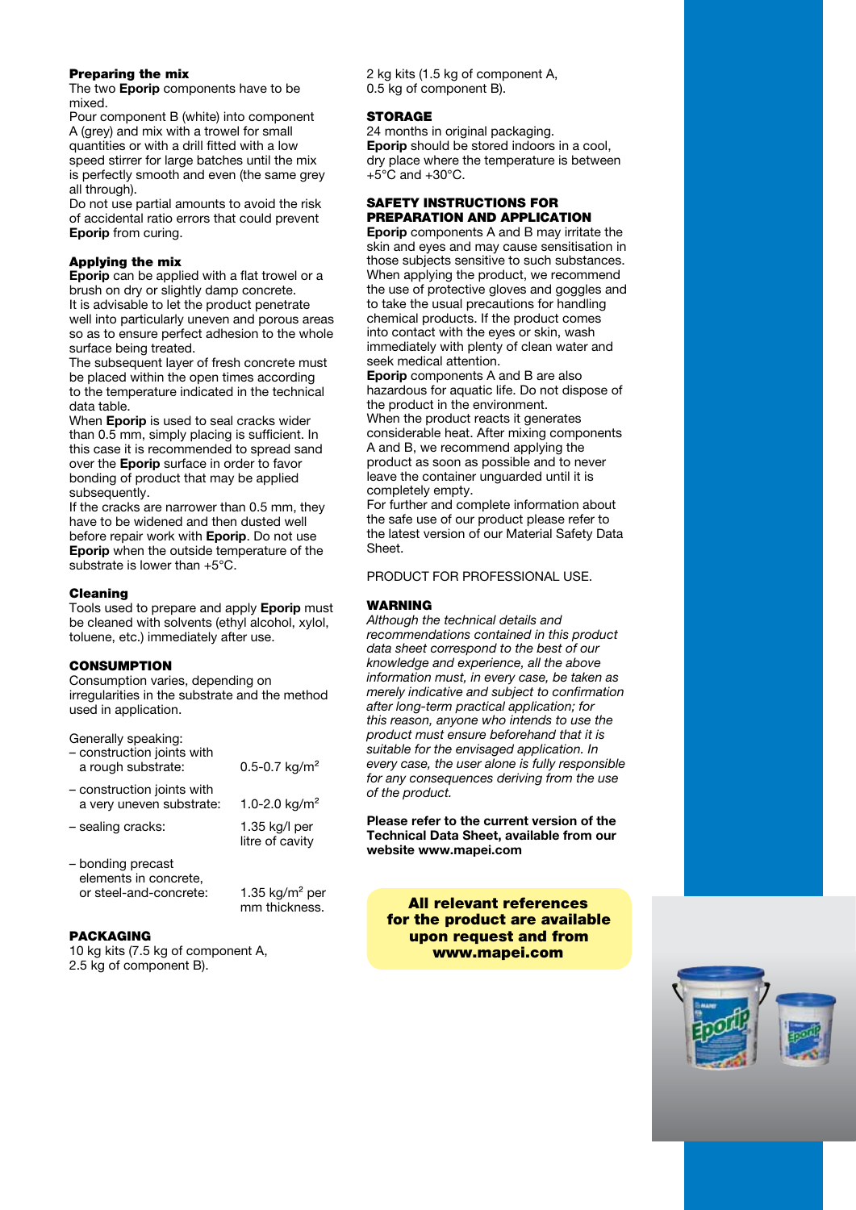#### Preparing the mix

The two **Eporip** components have to be mixed.

Pour component B (white) into component A (grey) and mix with a trowel for small quantities or with a drill fitted with a low speed stirrer for large batches until the mix is perfectly smooth and even (the same grey all through).

Do not use partial amounts to avoid the risk of accidental ratio errors that could prevent **Eporip** from curing.

#### Applying the mix

**Eporip** can be applied with a flat trowel or a brush on dry or slightly damp concrete.

It is advisable to let the product penetrate well into particularly uneven and porous areas so as to ensure perfect adhesion to the whole surface being treated.

The subsequent layer of fresh concrete must be placed within the open times according to the temperature indicated in the technical data table.

When **Eporip** is used to seal cracks wider than 0.5 mm, simply placing is sufficient. In this case it is recommended to spread sand over the **Eporip** surface in order to favor bonding of product that may be applied subsequently.

If the cracks are narrower than 0.5 mm, they have to be widened and then dusted well before repair work with **Eporip**. Do not use **Eporip** when the outside temperature of the substrate is lower than +5°C.

#### Cleaning

Tools used to prepare and apply **Eporip** must be cleaned with solvents (ethyl alcohol, xylol, toluene, etc.) immediately after use.

## CONSUMPTION

Consumption varies, depending on irregularities in the substrate and the method used in application.

Generally speaking:

| | |
|---|---|
| – construction joints with a rough substrate: | 0.5-0.7 kg/m² |
| – construction joints with a very uneven substrate: | 1.0-2.0 kg/m² |
| – sealing cracks: | 1.35 kg/l per litre of cavity |
| – bonding precast elements in concrete, or steel-and-concrete: | 1.35 kg/m² per mm thickness. |

## PACKAGING

10 kg kits (7.5 kg of component A, 2.5 kg of component B).

2 kg kits (1.5 kg of component A, 0.5 kg of component B).

## STORAGE

24 months in original packaging.

**Eporip** should be stored indoors in a cool, dry place where the temperature is between +5°C and +30°C.

## SAFETY INSTRUCTIONS FOR PREPARATION AND APPLICATION

**Eporip** components A and B may irritate the skin and eyes and may cause sensitisation in those subjects sensitive to such substances. When applying the product, we recommend the use of protective gloves and goggles and to take the usual precautions for handling chemical products. If the product comes into contact with the eyes or skin, wash immediately with plenty of clean water and seek medical attention.

**Eporip** components A and B are also hazardous for aquatic life. Do not dispose of the product in the environment.

When the product reacts it generates considerable heat. After mixing components A and B, we recommend applying the product as soon as possible and to never leave the container unguarded until it is completely empty.

For further and complete information about the safe use of our product please refer to the latest version of our Material Safety Data Sheet.

PRODUCT FOR PROFESSIONAL USE.

## WARNING

*Although the technical details and recommendations contained in this product data sheet correspond to the best of our knowledge and experience, all the above information must, in every case, be taken as merely indicative and subject to confirmation after long-term practical application; for this reason, anyone who intends to use the product must ensure beforehand that it is suitable for the envisaged application. In every case, the user alone is fully responsible for any consequences deriving from the use of the product.*

**Please refer to the current version of the Technical Data Sheet, available from our website www.mapei.com**

**All relevant references for the product are available upon request and from www.mapei.com**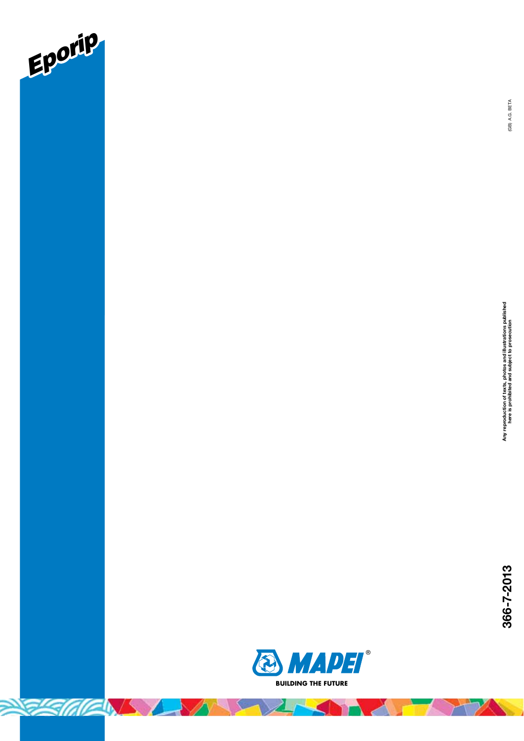Eporip

(GB) A.G. BETA

Any reproduction of texts, photos and illustrations published here is prohibited and subject to prosecution

366-7-2013

MAPEI®

BUILDING THE FUTURE